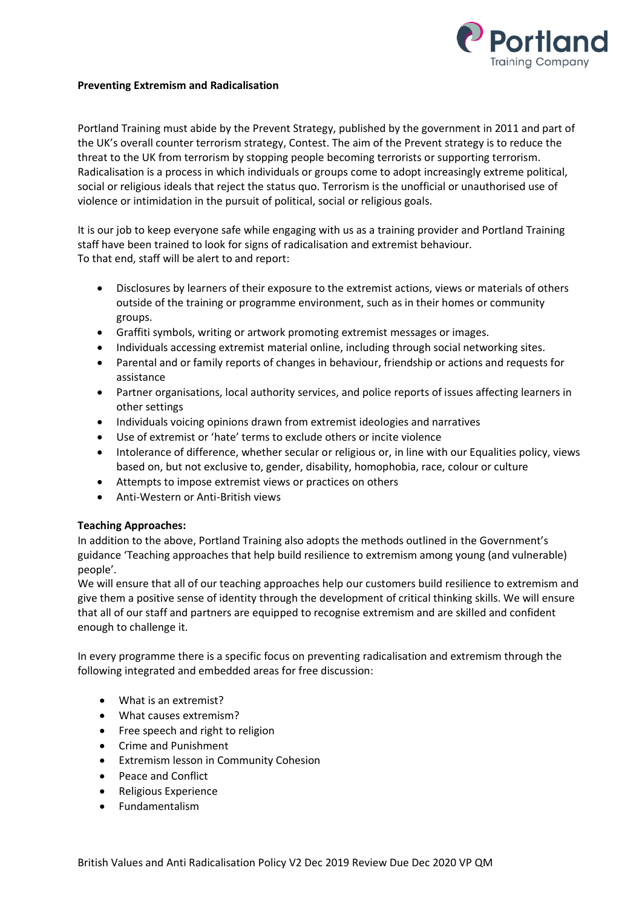**Preventing Extremism and Radicalisation**

Portland Training must abide by the Prevent Strategy, published by the government in 2011 and part of the UK's overall counter terrorism strategy, Contest. The aim of the Prevent strategy is to reduce the threat to the UK from terrorism by stopping people becoming terrorists or supporting terrorism. Radicalisation is a process in which individuals or groups come to adopt increasingly extreme political, social or religious ideals that reject the status quo. Terrorism is the unofficial or unauthorised use of violence or intimidation in the pursuit of political, social or religious goals.

It is our job to keep everyone safe while engaging with us as a training provider and Portland Training staff have been trained to look for signs of radicalisation and extremist behaviour.
To that end, staff will be alert to and report:

- Disclosures by learners of their exposure to the extremist actions, views or materials of others outside of the training or programme environment, such as in their homes or community groups.
- Graffiti symbols, writing or artwork promoting extremist messages or images.
- Individuals accessing extremist material online, including through social networking sites.
- Parental and or family reports of changes in behaviour, friendship or actions and requests for assistance
- Partner organisations, local authority services, and police reports of issues affecting learners in other settings
- Individuals voicing opinions drawn from extremist ideologies and narratives
- Use of extremist or 'hate' terms to exclude others or incite violence
- Intolerance of difference, whether secular or religious or, in line with our Equalities policy, views based on, but not exclusive to, gender, disability, homophobia, race, colour or culture
- Attempts to impose extremist views or practices on others
- Anti-Western or Anti-British views

**Teaching Approaches:**
In addition to the above, Portland Training also adopts the methods outlined in the Government's guidance 'Teaching approaches that help build resilience to extremism among young (and vulnerable) people'.
We will ensure that all of our teaching approaches help our customers build resilience to extremism and give them a positive sense of identity through the development of critical thinking skills. We will ensure that all of our staff and partners are equipped to recognise extremism and are skilled and confident enough to challenge it.

In every programme there is a specific focus on preventing radicalisation and extremism through the following integrated and embedded areas for free discussion:

- What is an extremist?
- What causes extremism?
- Free speech and right to religion
- Crime and Punishment
- Extremism lesson in Community Cohesion
- Peace and Conflict
- Religious Experience
- Fundamentalism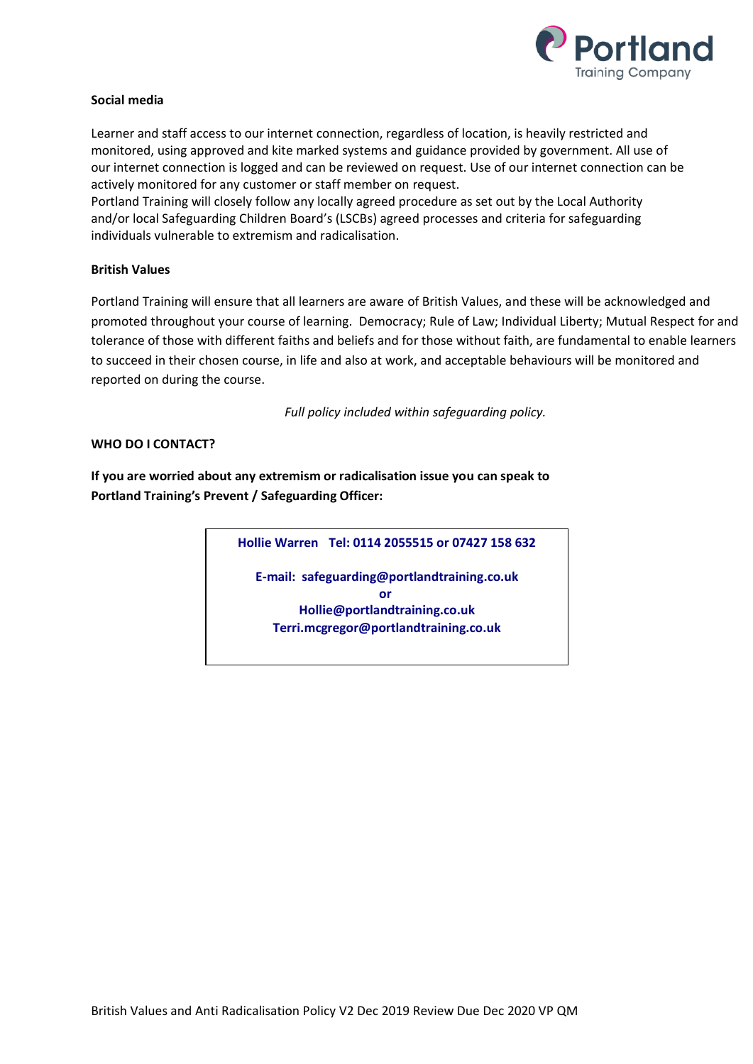**Social media**

Learner and staff access to our internet connection, regardless of location, is heavily restricted and monitored, using approved and kite marked systems and guidance provided by government. All use of our internet connection is logged and can be reviewed on request. Use of our internet connection can be actively monitored for any customer or staff member on request.
Portland Training will closely follow any locally agreed procedure as set out by the Local Authority and/or local Safeguarding Children Board's (LSCBs) agreed processes and criteria for safeguarding individuals vulnerable to extremism and radicalisation.

**British Values**

Portland Training will ensure that all learners are aware of British Values, and these will be acknowledged and promoted throughout your course of learning. Democracy; Rule of Law; Individual Liberty; Mutual Respect for and tolerance of those with different faiths and beliefs and for those without faith, are fundamental to enable learners to succeed in their chosen course, in life and also at work, and acceptable behaviours will be monitored and reported on during the course.

*Full policy included within safeguarding policy.*

**WHO DO I CONTACT?**

**If you are worried about any extremism or radicalisation issue you can speak to Portland Training's Prevent / Safeguarding Officer:**

**Hollie Warren Tel: 0114 2055515 or 07427 158 632**

**E-mail: safeguarding@portlandtraining.co.uk**
**or**
**Hollie@portlandtraining.co.uk**
**Terri.mcgregor@portlandtraining.co.uk**

British Values and Anti Radicalisation Policy V2 Dec 2019 Review Due Dec 2020 VP QM